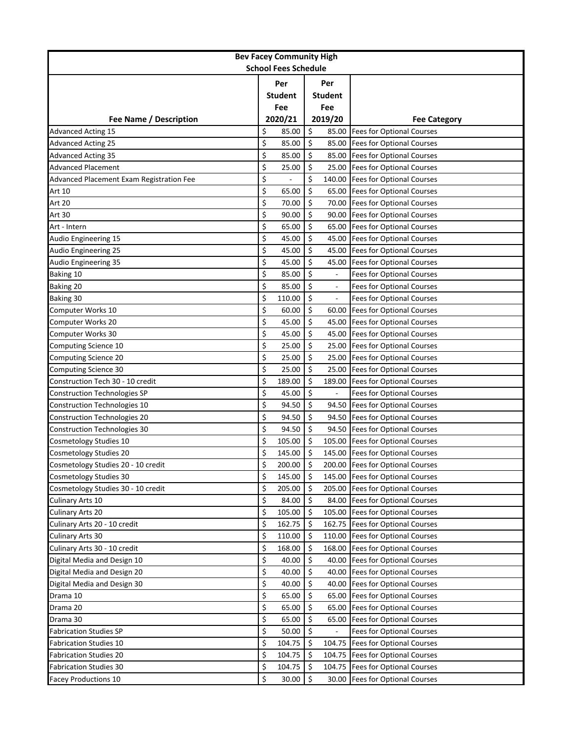| Bev Facey Community High School Fees Schedule | | | |
|---|---|---|---|
| Fee Name / Description | Per Student Fee 2020/21 | Per Student Fee 2019/20 | Fee Category |
| Advanced Acting 15 | $ 85.00 | $ 85.00 | Fees for Optional Courses |
| Advanced Acting 25 | $ 85.00 | $ 85.00 | Fees for Optional Courses |
| Advanced Acting 35 | $ 85.00 | $ 85.00 | Fees for Optional Courses |
| Advanced Placement | $ 25.00 | $ 25.00 | Fees for Optional Courses |
| Advanced Placement Exam Registration Fee | $ - | $ 140.00 | Fees for Optional Courses |
| Art 10 | $ 65.00 | $ 65.00 | Fees for Optional Courses |
| Art 20 | $ 70.00 | $ 70.00 | Fees for Optional Courses |
| Art 30 | $ 90.00 | $ 90.00 | Fees for Optional Courses |
| Art - Intern | $ 65.00 | $ 65.00 | Fees for Optional Courses |
| Audio Engineering 15 | $ 45.00 | $ 45.00 | Fees for Optional Courses |
| Audio Engineering 25 | $ 45.00 | $ 45.00 | Fees for Optional Courses |
| Audio Engineering 35 | $ 45.00 | $ 45.00 | Fees for Optional Courses |
| Baking 10 | $ 85.00 | $ - | Fees for Optional Courses |
| Baking 20 | $ 85.00 | $ - | Fees for Optional Courses |
| Baking 30 | $ 110.00 | $ - | Fees for Optional Courses |
| Computer Works 10 | $ 60.00 | $ 60.00 | Fees for Optional Courses |
| Computer Works 20 | $ 45.00 | $ 45.00 | Fees for Optional Courses |
| Computer Works 30 | $ 45.00 | $ 45.00 | Fees for Optional Courses |
| Computing Science 10 | $ 25.00 | $ 25.00 | Fees for Optional Courses |
| Computing Science 20 | $ 25.00 | $ 25.00 | Fees for Optional Courses |
| Computing Science 30 | $ 25.00 | $ 25.00 | Fees for Optional Courses |
| Construction Tech 30 - 10 credit | $ 189.00 | $ 189.00 | Fees for Optional Courses |
| Construction Technologies SP | $ 45.00 | $ - | Fees for Optional Courses |
| Construction Technologies 10 | $ 94.50 | $ 94.50 | Fees for Optional Courses |
| Construction Technologies 20 | $ 94.50 | $ 94.50 | Fees for Optional Courses |
| Construction Technologies 30 | $ 94.50 | $ 94.50 | Fees for Optional Courses |
| Cosmetology Studies 10 | $ 105.00 | $ 105.00 | Fees for Optional Courses |
| Cosmetology Studies 20 | $ 145.00 | $ 145.00 | Fees for Optional Courses |
| Cosmetology Studies 20 - 10 credit | $ 200.00 | $ 200.00 | Fees for Optional Courses |
| Cosmetology Studies 30 | $ 145.00 | $ 145.00 | Fees for Optional Courses |
| Cosmetology Studies 30 - 10 credit | $ 205.00 | $ 205.00 | Fees for Optional Courses |
| Culinary Arts 10 | $ 84.00 | $ 84.00 | Fees for Optional Courses |
| Culinary Arts 20 | $ 105.00 | $ 105.00 | Fees for Optional Courses |
| Culinary Arts 20 - 10 credit | $ 162.75 | $ 162.75 | Fees for Optional Courses |
| Culinary Arts 30 | $ 110.00 | $ 110.00 | Fees for Optional Courses |
| Culinary Arts 30 - 10 credit | $ 168.00 | $ 168.00 | Fees for Optional Courses |
| Digital Media and Design 10 | $ 40.00 | $ 40.00 | Fees for Optional Courses |
| Digital Media and Design 20 | $ 40.00 | $ 40.00 | Fees for Optional Courses |
| Digital Media and Design 30 | $ 40.00 | $ 40.00 | Fees for Optional Courses |
| Drama 10 | $ 65.00 | $ 65.00 | Fees for Optional Courses |
| Drama 20 | $ 65.00 | $ 65.00 | Fees for Optional Courses |
| Drama 30 | $ 65.00 | $ 65.00 | Fees for Optional Courses |
| Fabrication Studies SP | $ 50.00 | $ - | Fees for Optional Courses |
| Fabrication Studies 10 | $ 104.75 | $ 104.75 | Fees for Optional Courses |
| Fabrication Studies 20 | $ 104.75 | $ 104.75 | Fees for Optional Courses |
| Fabrication Studies 30 | $ 104.75 | $ 104.75 | Fees for Optional Courses |
| Facey Productions 10 | $ 30.00 | $ 30.00 | Fees for Optional Courses |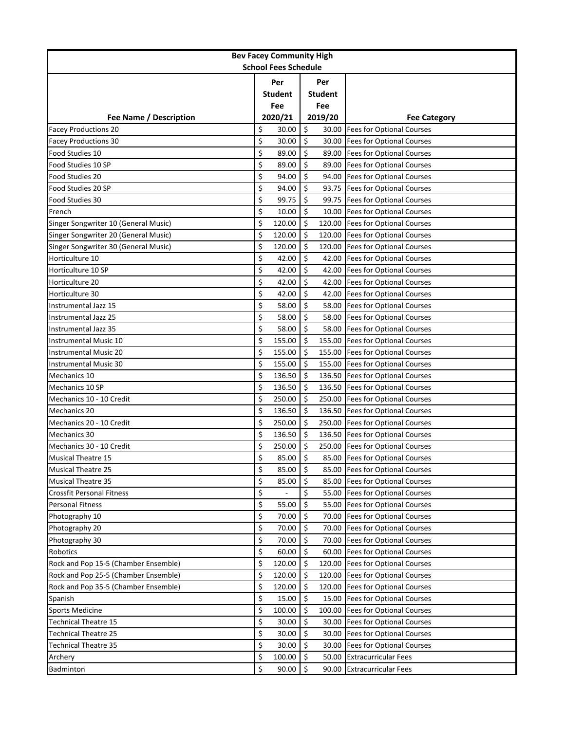| Bev Facey Community High School Fees Schedule | | | |
|---|---|---|---|
| Fee Name / Description | Per Student Fee 2020/21 | Per Student Fee 2019/20 | Fee Category |
| Facey Productions 20 | $ 30.00 | $ 30.00 | Fees for Optional Courses |
| Facey Productions 30 | $ 30.00 | $ 30.00 | Fees for Optional Courses |
| Food Studies 10 | $ 89.00 | $ 89.00 | Fees for Optional Courses |
| Food Studies 10 SP | $ 89.00 | $ 89.00 | Fees for Optional Courses |
| Food Studies 20 | $ 94.00 | $ 94.00 | Fees for Optional Courses |
| Food Studies 20 SP | $ 94.00 | $ 93.75 | Fees for Optional Courses |
| Food Studies 30 | $ 99.75 | $ 99.75 | Fees for Optional Courses |
| French | $ 10.00 | $ 10.00 | Fees for Optional Courses |
| Singer Songwriter 10 (General Music) | $ 120.00 | $ 120.00 | Fees for Optional Courses |
| Singer Songwriter 20 (General Music) | $ 120.00 | $ 120.00 | Fees for Optional Courses |
| Singer Songwriter 30 (General Music) | $ 120.00 | $ 120.00 | Fees for Optional Courses |
| Horticulture 10 | $ 42.00 | $ 42.00 | Fees for Optional Courses |
| Horticulture 10 SP | $ 42.00 | $ 42.00 | Fees for Optional Courses |
| Horticulture 20 | $ 42.00 | $ 42.00 | Fees for Optional Courses |
| Horticulture 30 | $ 42.00 | $ 42.00 | Fees for Optional Courses |
| Instrumental Jazz 15 | $ 58.00 | $ 58.00 | Fees for Optional Courses |
| Instrumental Jazz 25 | $ 58.00 | $ 58.00 | Fees for Optional Courses |
| Instrumental Jazz 35 | $ 58.00 | $ 58.00 | Fees for Optional Courses |
| Instrumental Music 10 | $ 155.00 | $ 155.00 | Fees for Optional Courses |
| Instrumental Music 20 | $ 155.00 | $ 155.00 | Fees for Optional Courses |
| Instrumental Music 30 | $ 155.00 | $ 155.00 | Fees for Optional Courses |
| Mechanics 10 | $ 136.50 | $ 136.50 | Fees for Optional Courses |
| Mechanics 10 SP | $ 136.50 | $ 136.50 | Fees for Optional Courses |
| Mechanics 10 - 10 Credit | $ 250.00 | $ 250.00 | Fees for Optional Courses |
| Mechanics 20 | $ 136.50 | $ 136.50 | Fees for Optional Courses |
| Mechanics 20 - 10 Credit | $ 250.00 | $ 250.00 | Fees for Optional Courses |
| Mechanics 30 | $ 136.50 | $ 136.50 | Fees for Optional Courses |
| Mechanics 30 - 10 Credit | $ 250.00 | $ 250.00 | Fees for Optional Courses |
| Musical Theatre 15 | $ 85.00 | $ 85.00 | Fees for Optional Courses |
| Musical Theatre 25 | $ 85.00 | $ 85.00 | Fees for Optional Courses |
| Musical Theatre 35 | $ 85.00 | $ 85.00 | Fees for Optional Courses |
| Crossfit Personal Fitness | $ - | $ 55.00 | Fees for Optional Courses |
| Personal Fitness | $ 55.00 | $ 55.00 | Fees for Optional Courses |
| Photography 10 | $ 70.00 | $ 70.00 | Fees for Optional Courses |
| Photography 20 | $ 70.00 | $ 70.00 | Fees for Optional Courses |
| Photography 30 | $ 70.00 | $ 70.00 | Fees for Optional Courses |
| Robotics | $ 60.00 | $ 60.00 | Fees for Optional Courses |
| Rock and Pop 15-5 (Chamber Ensemble) | $ 120.00 | $ 120.00 | Fees for Optional Courses |
| Rock and Pop 25-5 (Chamber Ensemble) | $ 120.00 | $ 120.00 | Fees for Optional Courses |
| Rock and Pop 35-5 (Chamber Ensemble) | $ 120.00 | $ 120.00 | Fees for Optional Courses |
| Spanish | $ 15.00 | $ 15.00 | Fees for Optional Courses |
| Sports Medicine | $ 100.00 | $ 100.00 | Fees for Optional Courses |
| Technical Theatre 15 | $ 30.00 | $ 30.00 | Fees for Optional Courses |
| Technical Theatre 25 | $ 30.00 | $ 30.00 | Fees for Optional Courses |
| Technical Theatre 35 | $ 30.00 | $ 30.00 | Fees for Optional Courses |
| Archery | $ 100.00 | $ 50.00 | Extracurricular Fees |
| Badminton | $ 90.00 | $ 90.00 | Extracurricular Fees |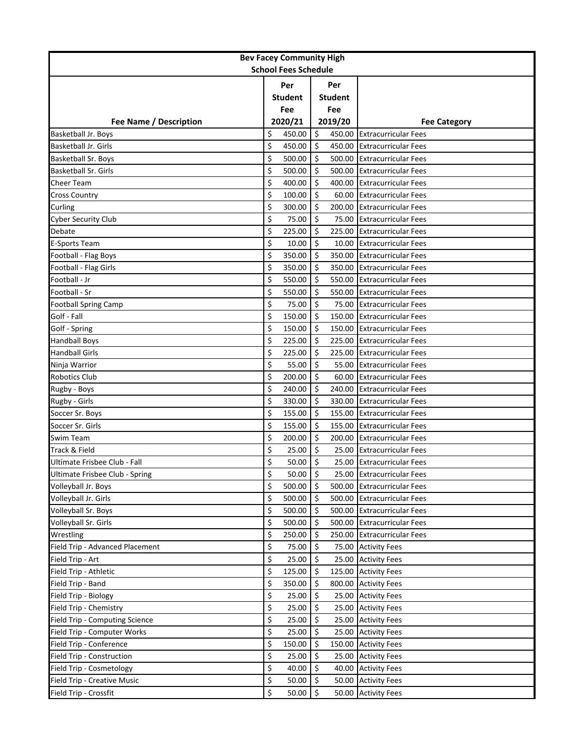| Bev Facey Community High School Fees Schedule | | | |
|---|---|---|---|
| Fee Name / Description | Per Student Fee 2020/21 | Per Student Fee 2019/20 | Fee Category |
| Basketball Jr. Boys | $ 450.00 | $ 450.00 | Extracurricular Fees |
| Basketball Jr. Girls | $ 450.00 | $ 450.00 | Extracurricular Fees |
| Basketball Sr. Boys | $ 500.00 | $ 500.00 | Extracurricular Fees |
| Basketball Sr. Girls | $ 500.00 | $ 500.00 | Extracurricular Fees |
| Cheer Team | $ 400.00 | $ 400.00 | Extracurricular Fees |
| Cross Country | $ 100.00 | $ 60.00 | Extracurricular Fees |
| Curling | $ 300.00 | $ 200.00 | Extracurricular Fees |
| Cyber Security Club | $ 75.00 | $ 75.00 | Extracurricular Fees |
| Debate | $ 225.00 | $ 225.00 | Extracurricular Fees |
| E-Sports Team | $ 10.00 | $ 10.00 | Extracurricular Fees |
| Football - Flag Boys | $ 350.00 | $ 350.00 | Extracurricular Fees |
| Football - Flag Girls | $ 350.00 | $ 350.00 | Extracurricular Fees |
| Football - Jr | $ 550.00 | $ 550.00 | Extracurricular Fees |
| Football - Sr | $ 550.00 | $ 550.00 | Extracurricular Fees |
| Football Spring Camp | $ 75.00 | $ 75.00 | Extracurricular Fees |
| Golf - Fall | $ 150.00 | $ 150.00 | Extracurricular Fees |
| Golf - Spring | $ 150.00 | $ 150.00 | Extracurricular Fees |
| Handball Boys | $ 225.00 | $ 225.00 | Extracurricular Fees |
| Handball Girls | $ 225.00 | $ 225.00 | Extracurricular Fees |
| Ninja Warrior | $ 55.00 | $ 55.00 | Extracurricular Fees |
| Robotics Club | $ 200.00 | $ 60.00 | Extracurricular Fees |
| Rugby - Boys | $ 240.00 | $ 240.00 | Extracurricular Fees |
| Rugby - Girls | $ 330.00 | $ 330.00 | Extracurricular Fees |
| Soccer Sr. Boys | $ 155.00 | $ 155.00 | Extracurricular Fees |
| Soccer Sr. Girls | $ 155.00 | $ 155.00 | Extracurricular Fees |
| Swim Team | $ 200.00 | $ 200.00 | Extracurricular Fees |
| Track & Field | $ 25.00 | $ 25.00 | Extracurricular Fees |
| Ultimate Frisbee Club - Fall | $ 50.00 | $ 25.00 | Extracurricular Fees |
| Ultimate Frisbee Club - Spring | $ 50.00 | $ 25.00 | Extracurricular Fees |
| Volleyball Jr. Boys | $ 500.00 | $ 500.00 | Extracurricular Fees |
| Volleyball Jr. Girls | $ 500.00 | $ 500.00 | Extracurricular Fees |
| Volleyball Sr. Boys | $ 500.00 | $ 500.00 | Extracurricular Fees |
| Volleyball Sr. Girls | $ 500.00 | $ 500.00 | Extracurricular Fees |
| Wrestling | $ 250.00 | $ 250.00 | Extracurricular Fees |
| Field Trip - Advanced Placement | $ 75.00 | $ 75.00 | Activity Fees |
| Field Trip - Art | $ 25.00 | $ 25.00 | Activity Fees |
| Field Trip - Athletic | $ 125.00 | $ 125.00 | Activity Fees |
| Field Trip - Band | $ 350.00 | $ 800.00 | Activity Fees |
| Field Trip - Biology | $ 25.00 | $ 25.00 | Activity Fees |
| Field Trip - Chemistry | $ 25.00 | $ 25.00 | Activity Fees |
| Field Trip - Computing Science | $ 25.00 | $ 25.00 | Activity Fees |
| Field Trip - Computer Works | $ 25.00 | $ 25.00 | Activity Fees |
| Field Trip - Conference | $ 150.00 | $ 150.00 | Activity Fees |
| Field Trip - Construction | $ 25.00 | $ 25.00 | Activity Fees |
| Field Trip - Cosmetology | $ 40.00 | $ 40.00 | Activity Fees |
| Field Trip - Creative Music | $ 50.00 | $ 50.00 | Activity Fees |
| Field Trip - Crossfit | $ 50.00 | $ 50.00 | Activity Fees |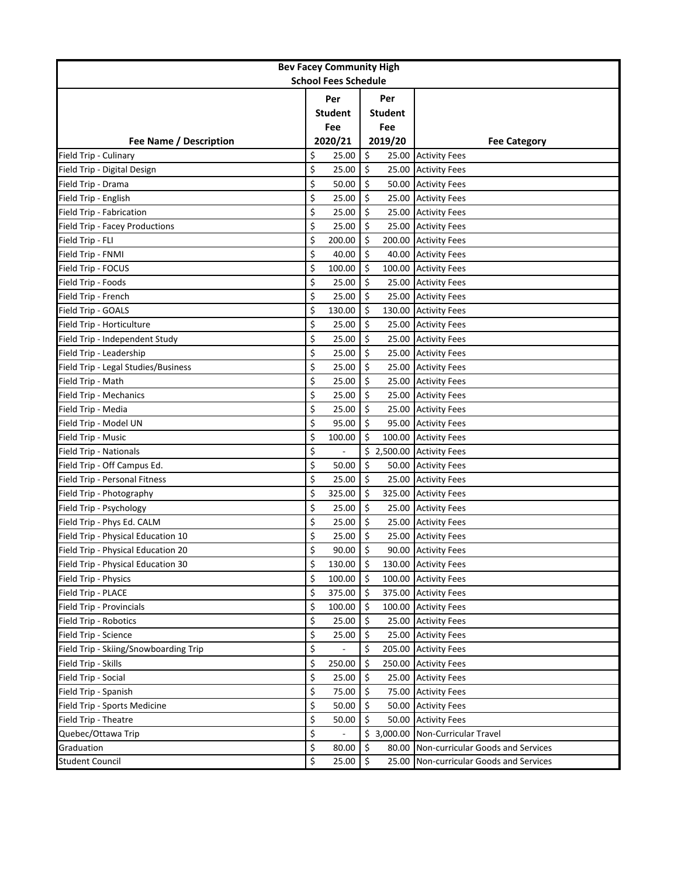| Bev Facey Community High School Fees Schedule | | | |
|---|---|---|---|
| Fee Name / Description | Per Student Fee 2020/21 | Per Student Fee 2019/20 | Fee Category |
| Field Trip - Culinary | $ 25.00 | $ 25.00 | Activity Fees |
| Field Trip - Digital Design | $ 25.00 | $ 25.00 | Activity Fees |
| Field Trip - Drama | $ 50.00 | $ 50.00 | Activity Fees |
| Field Trip - English | $ 25.00 | $ 25.00 | Activity Fees |
| Field Trip - Fabrication | $ 25.00 | $ 25.00 | Activity Fees |
| Field Trip - Facey Productions | $ 25.00 | $ 25.00 | Activity Fees |
| Field Trip - FLI | $ 200.00 | $ 200.00 | Activity Fees |
| Field Trip - FNMI | $ 40.00 | $ 40.00 | Activity Fees |
| Field Trip - FOCUS | $ 100.00 | $ 100.00 | Activity Fees |
| Field Trip - Foods | $ 25.00 | $ 25.00 | Activity Fees |
| Field Trip - French | $ 25.00 | $ 25.00 | Activity Fees |
| Field Trip - GOALS | $ 130.00 | $ 130.00 | Activity Fees |
| Field Trip - Horticulture | $ 25.00 | $ 25.00 | Activity Fees |
| Field Trip - Independent Study | $ 25.00 | $ 25.00 | Activity Fees |
| Field Trip - Leadership | $ 25.00 | $ 25.00 | Activity Fees |
| Field Trip - Legal Studies/Business | $ 25.00 | $ 25.00 | Activity Fees |
| Field Trip - Math | $ 25.00 | $ 25.00 | Activity Fees |
| Field Trip - Mechanics | $ 25.00 | $ 25.00 | Activity Fees |
| Field Trip - Media | $ 25.00 | $ 25.00 | Activity Fees |
| Field Trip - Model UN | $ 95.00 | $ 95.00 | Activity Fees |
| Field Trip - Music | $ 100.00 | $ 100.00 | Activity Fees |
| Field Trip - Nationals | $ - | $ 2,500.00 | Activity Fees |
| Field Trip - Off Campus Ed. | $ 50.00 | $ 50.00 | Activity Fees |
| Field Trip - Personal Fitness | $ 25.00 | $ 25.00 | Activity Fees |
| Field Trip - Photography | $ 325.00 | $ 325.00 | Activity Fees |
| Field Trip - Psychology | $ 25.00 | $ 25.00 | Activity Fees |
| Field Trip - Phys Ed. CALM | $ 25.00 | $ 25.00 | Activity Fees |
| Field Trip - Physical Education 10 | $ 25.00 | $ 25.00 | Activity Fees |
| Field Trip - Physical Education 20 | $ 90.00 | $ 90.00 | Activity Fees |
| Field Trip - Physical Education 30 | $ 130.00 | $ 130.00 | Activity Fees |
| Field Trip - Physics | $ 100.00 | $ 100.00 | Activity Fees |
| Field Trip - PLACE | $ 375.00 | $ 375.00 | Activity Fees |
| Field Trip - Provincials | $ 100.00 | $ 100.00 | Activity Fees |
| Field Trip - Robotics | $ 25.00 | $ 25.00 | Activity Fees |
| Field Trip - Science | $ 25.00 | $ 25.00 | Activity Fees |
| Field Trip - Skiing/Snowboarding Trip | $ - | $ 205.00 | Activity Fees |
| Field Trip - Skills | $ 250.00 | $ 250.00 | Activity Fees |
| Field Trip - Social | $ 25.00 | $ 25.00 | Activity Fees |
| Field Trip - Spanish | $ 75.00 | $ 75.00 | Activity Fees |
| Field Trip - Sports Medicine | $ 50.00 | $ 50.00 | Activity Fees |
| Field Trip - Theatre | $ 50.00 | $ 50.00 | Activity Fees |
| Quebec/Ottawa Trip | $ - | $ 3,000.00 | Non-Curricular Travel |
| Graduation | $ 80.00 | $ 80.00 | Non-curricular Goods and Services |
| Student Council | $ 25.00 | $ 25.00 | Non-curricular Goods and Services |